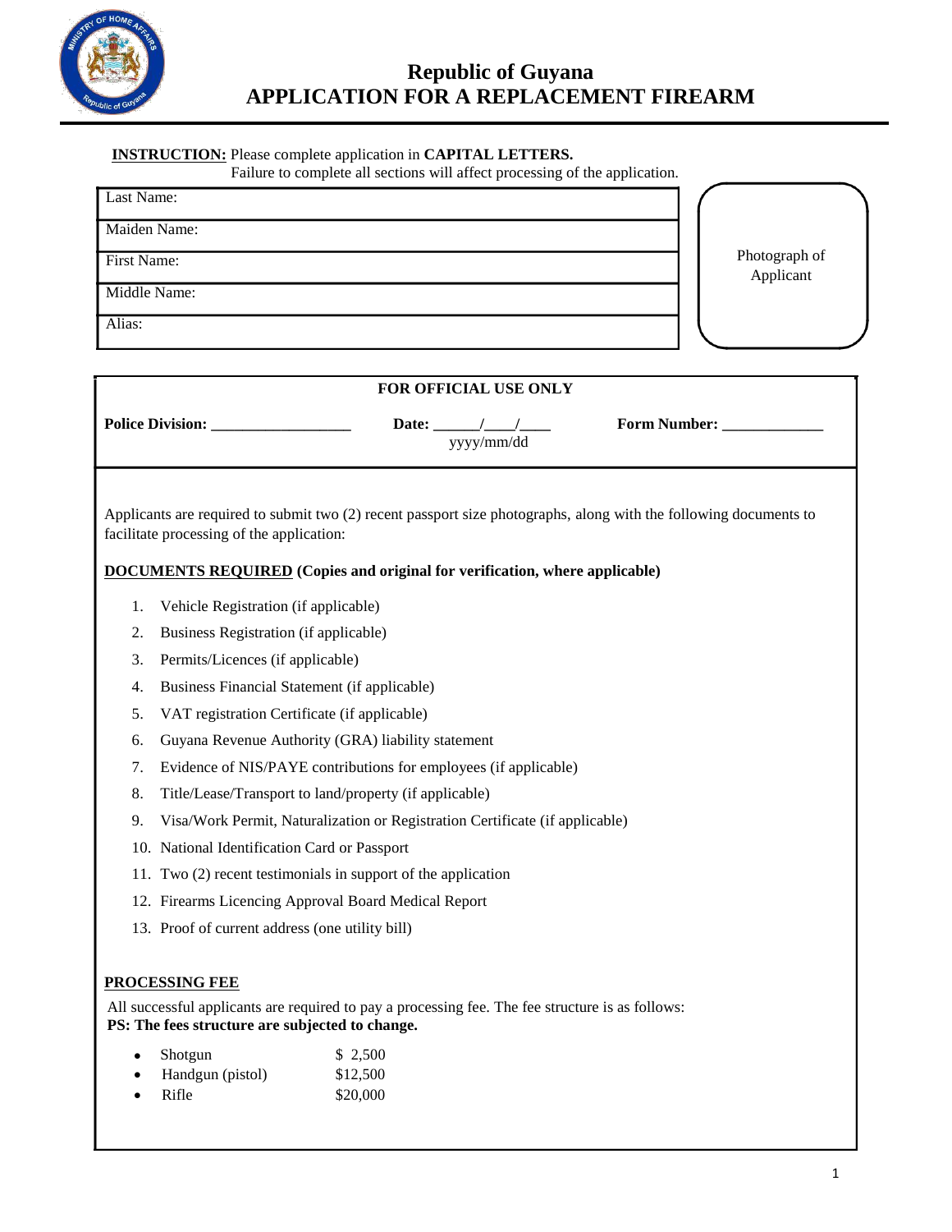# Republic of Guyana
# APPLICATION FOR A REPLACEMENT FIREARM

**INSTRUCTION:** Please complete application in **CAPITAL LETTERS.**
Failure to complete all sections will affect processing of the application.

| | |
|---|---|
| Last Name: | |
| Maiden Name: | |
| First Name: | |
| Middle Name: | |
| Alias: | |

Photograph of Applicant

**FOR OFFICIAL USE ONLY**

**Police Division:** __________________ **Date:** ______/____/____ (yyyy/mm/dd) **Form Number:** _____________

Applicants are required to submit two (2) recent passport size photographs, along with the following documents to facilitate processing of the application:

**DOCUMENTS REQUIRED (Copies and original for verification, where applicable)**

1. Vehicle Registration (if applicable)
2. Business Registration (if applicable)
3. Permits/Licences (if applicable)
4. Business Financial Statement (if applicable)
5. VAT registration Certificate (if applicable)
6. Guyana Revenue Authority (GRA) liability statement
7. Evidence of NIS/PAYE contributions for employees (if applicable)
8. Title/Lease/Transport to land/property (if applicable)
9. Visa/Work Permit, Naturalization or Registration Certificate (if applicable)
10. National Identification Card or Passport
11. Two (2) recent testimonials in support of the application
12. Firearms Licencing Approval Board Medical Report
13. Proof of current address (one utility bill)

**PROCESSING FEE**

All successful applicants are required to pay a processing fee. The fee structure is as follows:
**PS: The fees structure are subjected to change.**

- Shotgun $ 2,500
- Handgun (pistol) $12,500
- Rifle $20,000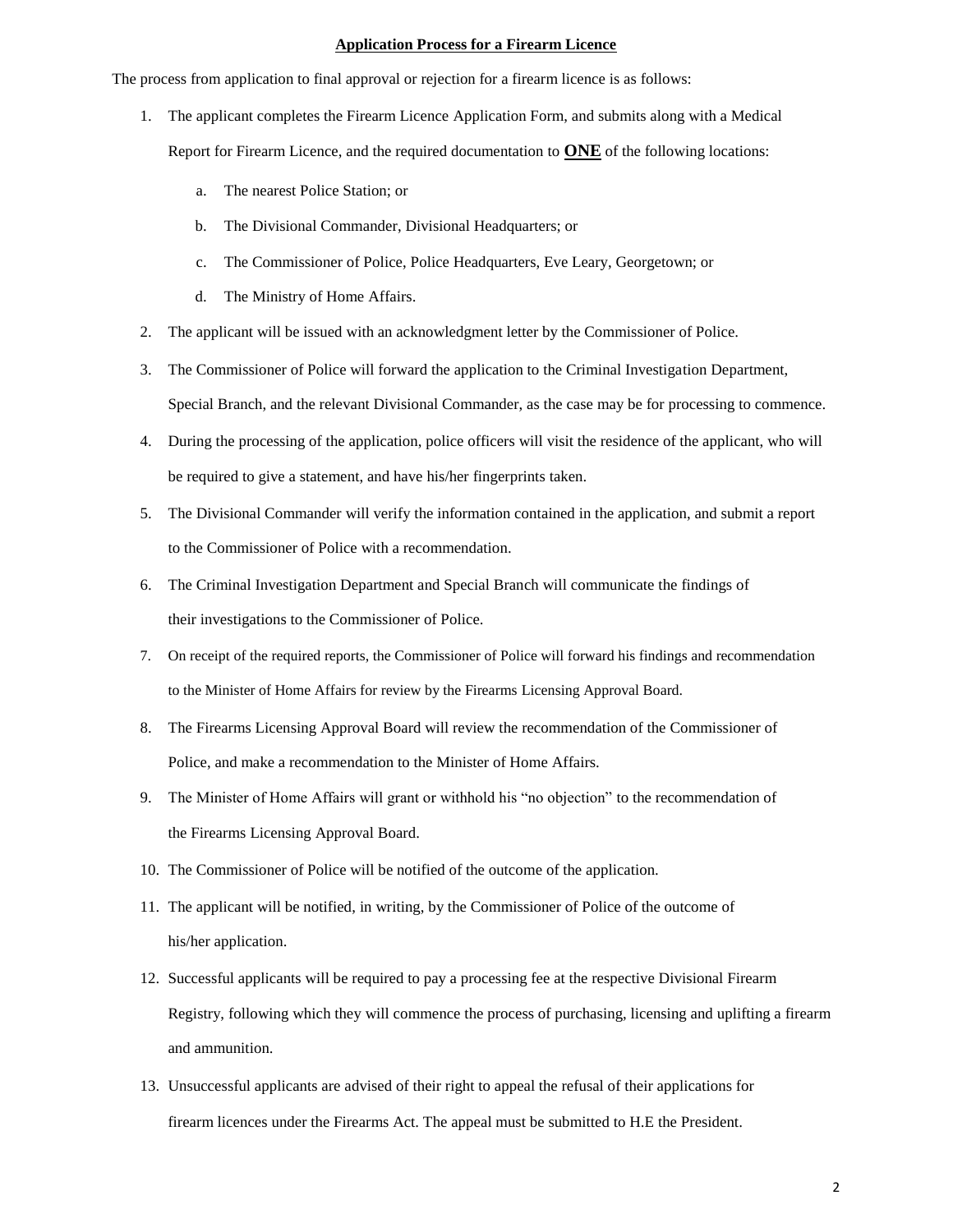## Application Process for a Firearm Licence

The process from application to final approval or rejection for a firearm licence is as follows:

1. The applicant completes the Firearm Licence Application Form, and submits along with a Medical Report for Firearm Licence, and the required documentation to **ONE** of the following locations:
   a. The nearest Police Station; or
   b. The Divisional Commander, Divisional Headquarters; or
   c. The Commissioner of Police, Police Headquarters, Eve Leary, Georgetown; or
   d. The Ministry of Home Affairs.
2. The applicant will be issued with an acknowledgment letter by the Commissioner of Police.
3. The Commissioner of Police will forward the application to the Criminal Investigation Department, Special Branch, and the relevant Divisional Commander, as the case may be for processing to commence.
4. During the processing of the application, police officers will visit the residence of the applicant, who will be required to give a statement, and have his/her fingerprints taken.
5. The Divisional Commander will verify the information contained in the application, and submit a report to the Commissioner of Police with a recommendation.
6. The Criminal Investigation Department and Special Branch will communicate the findings of their investigations to the Commissioner of Police.
7. On receipt of the required reports, the Commissioner of Police will forward his findings and recommendation to the Minister of Home Affairs for review by the Firearms Licensing Approval Board.
8. The Firearms Licensing Approval Board will review the recommendation of the Commissioner of Police, and make a recommendation to the Minister of Home Affairs.
9. The Minister of Home Affairs will grant or withhold his "no objection" to the recommendation of the Firearms Licensing Approval Board.
10. The Commissioner of Police will be notified of the outcome of the application.
11. The applicant will be notified, in writing, by the Commissioner of Police of the outcome of his/her application.
12. Successful applicants will be required to pay a processing fee at the respective Divisional Firearm Registry, following which they will commence the process of purchasing, licensing and uplifting a firearm and ammunition.
13. Unsuccessful applicants are advised of their right to appeal the refusal of their applications for firearm licences under the Firearms Act. The appeal must be submitted to H.E the President.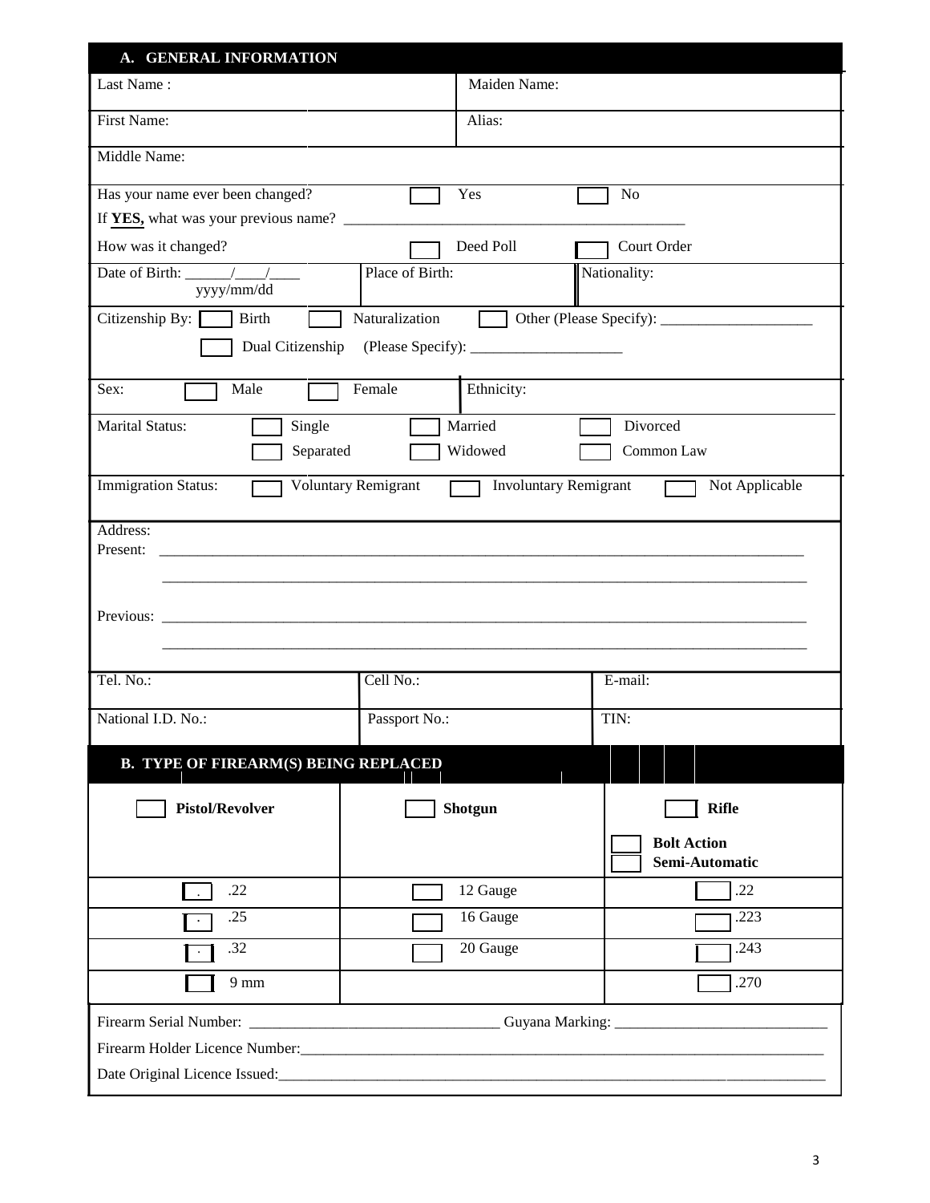## A. GENERAL INFORMATION

| | |
|---|---|
| Last Name : | Maiden Name: |
| First Name: | Alias: |
| Middle Name: | |

Has your name ever been changed? ☐ Yes ☐ No

If **YES,** what was your previous name? ___________________________________________

How was it changed? ☐ Deed Poll ☐ Court Order

| | | |
|---|---|---|
| Date of Birth: ______/____/____ yyyy/mm/dd | Place of Birth: | Nationality: |

Citizenship By: ☐ Birth ☐ Naturalization ☐ Other (Please Specify): ____________________

☐ Dual Citizenship (Please Specify): ____________________

Sex: ☐ Male ☐ Female | Ethnicity:

Marital Status: ☐ Single ☐ Married ☐ Divorced

☐ Separated ☐ Widowed ☐ Common Law

Immigration Status: ☐ Voluntary Remigrant ☐ Involuntary Remigrant ☐ Not Applicable

Address:

Present: ___________________________________________________________________________

___________________________________________________________________________

Previous: ___________________________________________________________________________

___________________________________________________________________________

| | | |
|---|---|---|
| Tel. No.: | Cell No.: | E-mail: |
| National I.D. No.: | Passport No.: | TIN: |

## B. TYPE OF FIREARM(S) BEING REPLACED

| ☐ **Pistol/Revolver** | ☐ **Shotgun** | ☐ **Rifle**<br>☐ **Bolt Action**<br>☐ **Semi-Automatic** |
|---|---|---|
| ☐ .22 | ☐ 12 Gauge | ☐ .22 |
| ☐ .25 | ☐ 16 Gauge | ☐ .223 |
| ☐ .32 | ☐ 20 Gauge | ☐ .243 |
| ☐ 9 mm | | ☐ .270 |

Firearm Serial Number: ________________________________ Guyana Marking: ___________________________

Firearm Holder Licence Number:_______________________________________________________________________

Date Original Licence Issued:_________________________________________________________________________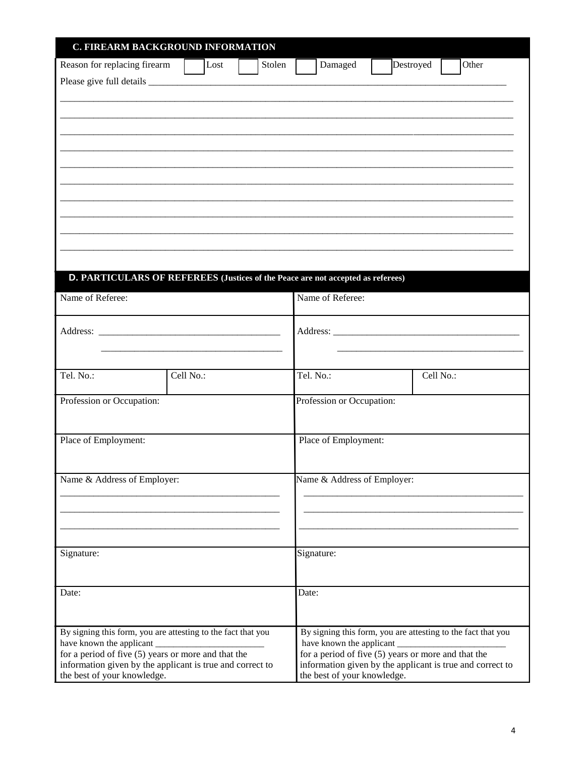## C. FIREARM BACKGROUND INFORMATION

Reason for replacing firearm ☐ Lost ☐ Stolen ☐ Damaged ☐ Destroyed ☐ Other

Please give full details ___________________________________________________________________________

______________________________________________________________________________________________

______________________________________________________________________________________________

______________________________________________________________________________________________

______________________________________________________________________________________________

______________________________________________________________________________________________

______________________________________________________________________________________________

______________________________________________________________________________________________

______________________________________________________________________________________________

______________________________________________________________________________________________

______________________________________________________________________________________________

## D. PARTICULARS OF REFEREES (Justices of the Peace are not accepted as referees)

| Name of Referee: | | Name of Referee: | |
|---|---|---|---|
| Address: _____________________________________<br>_____________________________________ | | Address: _____________________________________<br>_____________________________________ | |
| Tel. No.: | Cell No.: | Tel. No.: | Cell No.: |
| Profession or Occupation: | | Profession or Occupation: | |
| Place of Employment: | | Place of Employment: | |
| Name & Address of Employer:<br>_____________________________________<br>_____________________________________<br>_____________________________________ | | Name & Address of Employer:<br>_____________________________________<br>_____________________________________<br>_____________________________________ | |
| Signature: | | Signature: | |
| Date: | | Date: | |
| By signing this form, you are attesting to the fact that you have known the applicant ________________________ for a period of five (5) years or more and that the information given by the applicant is true and correct to the best of your knowledge. | | By signing this form, you are attesting to the fact that you have known the applicant ________________________ for a period of five (5) years or more and that the information given by the applicant is true and correct to the best of your knowledge. | |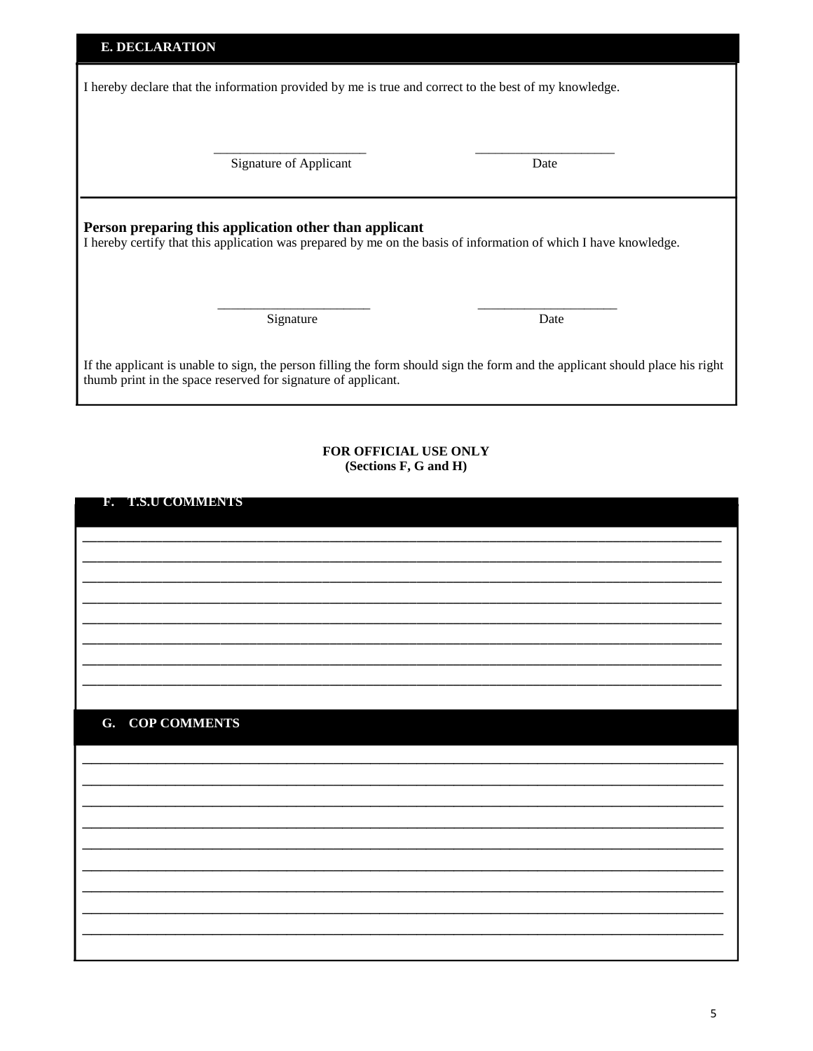## E. DECLARATION

I hereby declare that the information provided by me is true and correct to the best of my knowledge.

\_\_\_\_\_\_\_\_\_\_\_\_\_\_\_\_\_\_\_\_\_\_ \_\_\_\_\_\_\_\_\_\_\_\_\_\_\_\_\_\_\_\_

Signature of Applicant Date

**Person preparing this application other than applicant**

I hereby certify that this application was prepared by me on the basis of information of which I have knowledge.

\_\_\_\_\_\_\_\_\_\_\_\_\_\_\_\_\_\_\_\_\_\_ \_\_\_\_\_\_\_\_\_\_\_\_\_\_\_\_\_\_\_\_

Signature Date

If the applicant is unable to sign, the person filling the form should sign the form and the applicant should place his right thumb print in the space reserved for signature of applicant.

**FOR OFFICIAL USE ONLY**
**(Sections F, G and H)**

## F. T.S.U COMMENTS

\_\_\_\_\_\_\_\_\_\_\_\_\_\_\_\_\_\_\_\_\_\_\_\_\_\_\_\_\_\_\_\_\_\_\_\_\_\_\_\_\_\_\_\_\_\_\_\_\_\_\_\_\_\_\_\_\_\_\_\_\_\_\_\_\_\_\_\_\_\_\_\_\_\_\_\_\_\_
\_\_\_\_\_\_\_\_\_\_\_\_\_\_\_\_\_\_\_\_\_\_\_\_\_\_\_\_\_\_\_\_\_\_\_\_\_\_\_\_\_\_\_\_\_\_\_\_\_\_\_\_\_\_\_\_\_\_\_\_\_\_\_\_\_\_\_\_\_\_\_\_\_\_\_\_\_\_
\_\_\_\_\_\_\_\_\_\_\_\_\_\_\_\_\_\_\_\_\_\_\_\_\_\_\_\_\_\_\_\_\_\_\_\_\_\_\_\_\_\_\_\_\_\_\_\_\_\_\_\_\_\_\_\_\_\_\_\_\_\_\_\_\_\_\_\_\_\_\_\_\_\_\_\_\_\_
\_\_\_\_\_\_\_\_\_\_\_\_\_\_\_\_\_\_\_\_\_\_\_\_\_\_\_\_\_\_\_\_\_\_\_\_\_\_\_\_\_\_\_\_\_\_\_\_\_\_\_\_\_\_\_\_\_\_\_\_\_\_\_\_\_\_\_\_\_\_\_\_\_\_\_\_\_\_
\_\_\_\_\_\_\_\_\_\_\_\_\_\_\_\_\_\_\_\_\_\_\_\_\_\_\_\_\_\_\_\_\_\_\_\_\_\_\_\_\_\_\_\_\_\_\_\_\_\_\_\_\_\_\_\_\_\_\_\_\_\_\_\_\_\_\_\_\_\_\_\_\_\_\_\_\_\_
\_\_\_\_\_\_\_\_\_\_\_\_\_\_\_\_\_\_\_\_\_\_\_\_\_\_\_\_\_\_\_\_\_\_\_\_\_\_\_\_\_\_\_\_\_\_\_\_\_\_\_\_\_\_\_\_\_\_\_\_\_\_\_\_\_\_\_\_\_\_\_\_\_\_\_\_\_\_
\_\_\_\_\_\_\_\_\_\_\_\_\_\_\_\_\_\_\_\_\_\_\_\_\_\_\_\_\_\_\_\_\_\_\_\_\_\_\_\_\_\_\_\_\_\_\_\_\_\_\_\_\_\_\_\_\_\_\_\_\_\_\_\_\_\_\_\_\_\_\_\_\_\_\_\_\_\_
\_\_\_\_\_\_\_\_\_\_\_\_\_\_\_\_\_\_\_\_\_\_\_\_\_\_\_\_\_\_\_\_\_\_\_\_\_\_\_\_\_\_\_\_\_\_\_\_\_\_\_\_\_\_\_\_\_\_\_\_\_\_\_\_\_\_\_\_\_\_\_\_\_\_\_\_\_\_

## G. COP COMMENTS

\_\_\_\_\_\_\_\_\_\_\_\_\_\_\_\_\_\_\_\_\_\_\_\_\_\_\_\_\_\_\_\_\_\_\_\_\_\_\_\_\_\_\_\_\_\_\_\_\_\_\_\_\_\_\_\_\_\_\_\_\_\_\_\_\_\_\_\_\_\_\_\_\_\_\_\_\_\_
\_\_\_\_\_\_\_\_\_\_\_\_\_\_\_\_\_\_\_\_\_\_\_\_\_\_\_\_\_\_\_\_\_\_\_\_\_\_\_\_\_\_\_\_\_\_\_\_\_\_\_\_\_\_\_\_\_\_\_\_\_\_\_\_\_\_\_\_\_\_\_\_\_\_\_\_\_\_
\_\_\_\_\_\_\_\_\_\_\_\_\_\_\_\_\_\_\_\_\_\_\_\_\_\_\_\_\_\_\_\_\_\_\_\_\_\_\_\_\_\_\_\_\_\_\_\_\_\_\_\_\_\_\_\_\_\_\_\_\_\_\_\_\_\_\_\_\_\_\_\_\_\_\_\_\_\_
\_\_\_\_\_\_\_\_\_\_\_\_\_\_\_\_\_\_\_\_\_\_\_\_\_\_\_\_\_\_\_\_\_\_\_\_\_\_\_\_\_\_\_\_\_\_\_\_\_\_\_\_\_\_\_\_\_\_\_\_\_\_\_\_\_\_\_\_\_\_\_\_\_\_\_\_\_\_
\_\_\_\_\_\_\_\_\_\_\_\_\_\_\_\_\_\_\_\_\_\_\_\_\_\_\_\_\_\_\_\_\_\_\_\_\_\_\_\_\_\_\_\_\_\_\_\_\_\_\_\_\_\_\_\_\_\_\_\_\_\_\_\_\_\_\_\_\_\_\_\_\_\_\_\_\_\_
\_\_\_\_\_\_\_\_\_\_\_\_\_\_\_\_\_\_\_\_\_\_\_\_\_\_\_\_\_\_\_\_\_\_\_\_\_\_\_\_\_\_\_\_\_\_\_\_\_\_\_\_\_\_\_\_\_\_\_\_\_\_\_\_\_\_\_\_\_\_\_\_\_\_\_\_\_\_
\_\_\_\_\_\_\_\_\_\_\_\_\_\_\_\_\_\_\_\_\_\_\_\_\_\_\_\_\_\_\_\_\_\_\_\_\_\_\_\_\_\_\_\_\_\_\_\_\_\_\_\_\_\_\_\_\_\_\_\_\_\_\_\_\_\_\_\_\_\_\_\_\_\_\_\_\_\_
\_\_\_\_\_\_\_\_\_\_\_\_\_\_\_\_\_\_\_\_\_\_\_\_\_\_\_\_\_\_\_\_\_\_\_\_\_\_\_\_\_\_\_\_\_\_\_\_\_\_\_\_\_\_\_\_\_\_\_\_\_\_\_\_\_\_\_\_\_\_\_\_\_\_\_\_\_\_
\_\_\_\_\_\_\_\_\_\_\_\_\_\_\_\_\_\_\_\_\_\_\_\_\_\_\_\_\_\_\_\_\_\_\_\_\_\_\_\_\_\_\_\_\_\_\_\_\_\_\_\_\_\_\_\_\_\_\_\_\_\_\_\_\_\_\_\_\_\_\_\_\_\_\_\_\_\_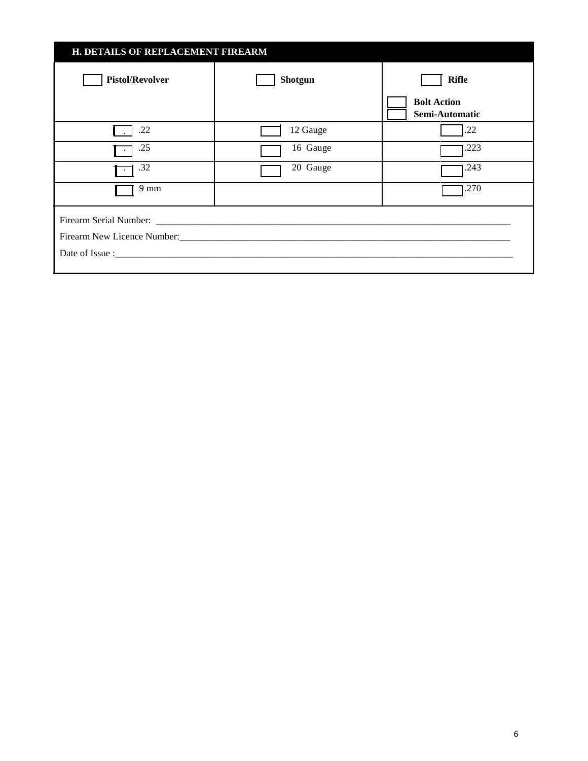## H. DETAILS OF REPLACEMENT FIREARM

| | | |
|---|---|---|
| ☐ **Pistol/Revolver** | ☐ **Shotgun** | ☐ **Rifle**<br>☐ **Bold Action**<br>☐ **Semi-Automatic** |
| ☐ .22 | ☐ 12 Gauge | ☐ .22 |
| ☐ .25 | ☐ 16 Gauge | ☐ .223 |
| ☐ .32 | ☐ 20 Gauge | ☐ .243 |
| ☐ 9 mm | | ☐ .270 |

Firearm Serial Number: ___________________________________________________________________________

Firearm New Licence Number:_______________________________________________________________________

Date of Issue :_________________________________________________________________________________